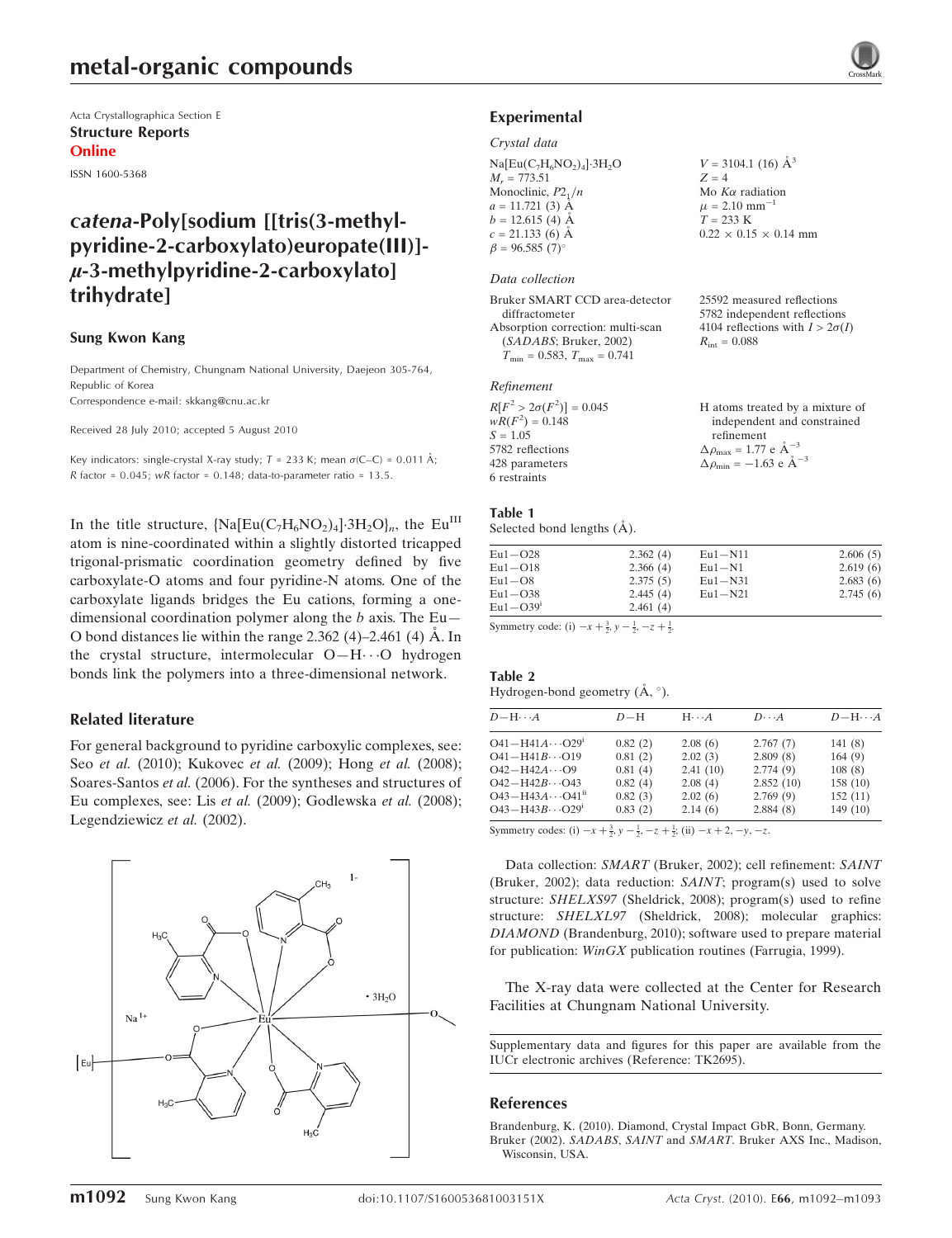# metal-organic compounds

Acta Crystallographica Section E
**Structure Reports**
**Online**

ISSN 1600-5368

# *catena*-Poly[sodium [[tris(3-methylpyridine-2-carboxylato)europate(III)]-$\mu$-3-methylpyridine-2-carboxylato] trihydrate]

**Sung Kwon Kang**

Department of Chemistry, Chungnam National University, Daejeon 305-764, Republic of Korea
Correspondence e-mail: skkang@cnu.ac.kr

Received 28 July 2010; accepted 5 August 2010

Key indicators: single-crystal X-ray study; $T$ = 233 K; mean $\sigma$(C–C) = 0.011 Å; $R$ factor = 0.045; $wR$ factor = 0.148; data-to-parameter ratio = 13.5.

In the title structure, $\{Na[Eu(C_7H_6NO_2)_4]\cdot 3H_2O\}_n$, the $Eu^{III}$ atom is nine-coordinated within a slightly distorted tricapped trigonal-prismatic coordination geometry defined by five carboxylate-O atoms and four pyridine-N atoms. One of the carboxylate ligands bridges the Eu cations, forming a one-dimensional coordination polymer along the $b$ axis. The Eu—O bond distances lie within the range 2.362 (4)–2.461 (4) Å. In the crystal structure, intermolecular O—H$\cdots$O hydrogen bonds link the polymers into a three-dimensional network.

## Related literature

For general background to pyridine carboxylic complexes, see: Seo *et al.* (2010); Kukovec *et al.* (2009); Hong *et al.* (2008); Soares-Santos *et al.* (2006). For the syntheses and structures of Eu complexes, see: Lis *et al.* (2009); Godlewska *et al.* (2008); Legendziewicz *et al.* (2002).

## Experimental

### Crystal data

$Na[Eu(C_7H_6NO_2)_4]\cdot 3H_2O$
$M_r$ = 773.51
Monoclinic, $P2_1/n$
$a$ = 11.721 (3) Å
$b$ = 12.615 (4) Å
$c$ = 21.133 (6) Å
$\beta$ = 96.585 (7)°
$V$ = 3104.1 (16) Å$^3$
$Z$ = 4
Mo $K\alpha$ radiation
$\mu$ = 2.10 mm$^{-1}$
$T$ = 233 K
0.22 × 0.15 × 0.14 mm

### Data collection

Bruker SMART CCD area-detector diffractometer
Absorption correction: multi-scan (*SADABS*; Bruker, 2002)
$T_{min}$ = 0.583, $T_{max}$ = 0.741
25592 measured reflections
5782 independent reflections
4104 reflections with $I > 2\sigma(I)$
$R_{int}$ = 0.088

### Refinement

$R[F^2 > 2\sigma(F^2)]$ = 0.045
$wR(F^2)$ = 0.148
$S$ = 1.05
5782 reflections
428 parameters
6 restraints
H atoms treated by a mixture of independent and constrained refinement
$\Delta\rho_{max}$ = 1.77 e Å$^{-3}$
$\Delta\rho_{min}$ = −1.63 e Å$^{-3}$

**Table 1**
Selected bond lengths (Å).

| | | | |
|---|---|---|---|
| Eu1—O28 | 2.362 (4) | Eu1—N11 | 2.606 (5) |
| Eu1—O18 | 2.366 (4) | Eu1—N1 | 2.619 (6) |
| Eu1—O8 | 2.375 (5) | Eu1—N31 | 2.683 (6) |
| Eu1—O38 | 2.445 (4) | Eu1—N21 | 2.745 (6) |
| Eu1—O39$^i$ | 2.461 (4) | | |

Symmetry code: (i) $-x+\frac{3}{2}, y-\frac{1}{2}, -z+\frac{1}{2}$.

**Table 2**
Hydrogen-bond geometry (Å, °).

| $D$—H$\cdots A$ | $D$—H | H$\cdots A$ | $D\cdots A$ | $D$—H$\cdots A$ |
|---|---|---|---|---|
| O41—H41$A\cdots$O29$^i$ | 0.82 (2) | 2.08 (6) | 2.767 (7) | 141 (8) |
| O41—H41$B\cdots$O19 | 0.81 (2) | 2.02 (3) | 2.809 (8) | 164 (9) |
| O42—H42$A\cdots$O9 | 0.81 (4) | 2.41 (10) | 2.774 (9) | 108 (8) |
| O42—H42$B\cdots$O43 | 0.82 (4) | 2.08 (4) | 2.852 (10) | 158 (10) |
| O43—H43$A\cdots$O41$^{ii}$ | 0.82 (3) | 2.02 (6) | 2.769 (9) | 152 (11) |
| O43—H43$B\cdots$O29$^i$ | 0.83 (2) | 2.14 (6) | 2.884 (8) | 149 (10) |

Symmetry codes: (i) $-x+\frac{3}{2}, y-\frac{1}{2}, -z+\frac{1}{2}$; (ii) $-x+2, -y, -z$.

Data collection: *SMART* (Bruker, 2002); cell refinement: *SAINT* (Bruker, 2002); data reduction: *SAINT*; program(s) used to solve structure: *SHELXS97* (Sheldrick, 2008); program(s) used to refine structure: *SHELXL97* (Sheldrick, 2008); molecular graphics: *DIAMOND* (Brandenburg, 2010); software used to prepare material for publication: *WinGX* publication routines (Farrugia, 1999).

The X-ray data were collected at the Center for Research Facilities at Chungnam National University.

Supplementary data and figures for this paper are available from the IUCr electronic archives (Reference: TK2695).

## References

Brandenburg, K. (2010). Diamond, Crystal Impact GbR, Bonn, Germany.
Bruker (2002). *SADABS*, *SAINT* and *SMART*. Bruker AXS Inc., Madison, Wisconsin, USA.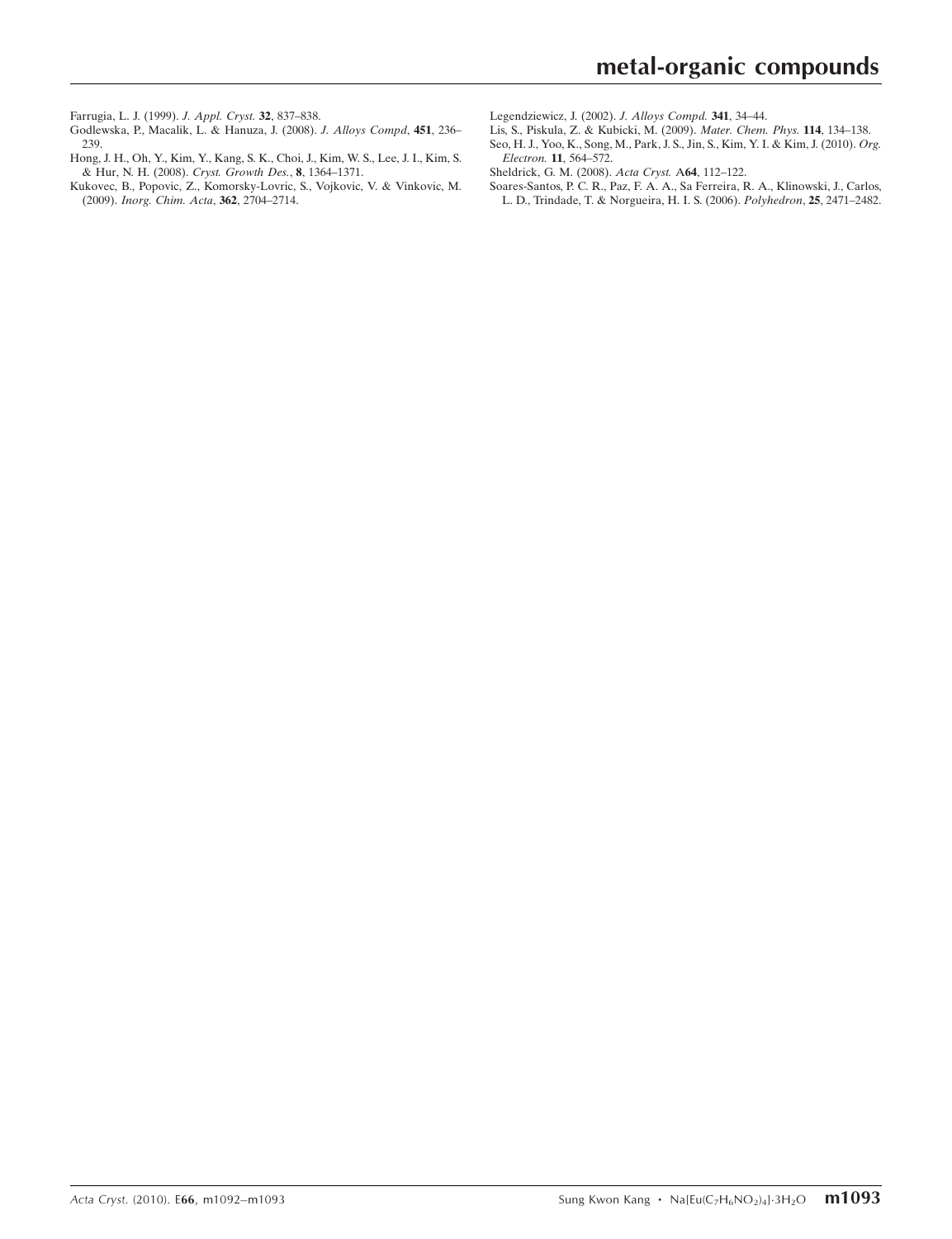Farrugia, L. J. (1999). *J. Appl. Cryst.* **32**, 837–838.

Godlewska, P., Macalik, L. & Hanuza, J. (2008). *J. Alloys Compd*, **451**, 236–239.

Hong, J. H., Oh, Y., Kim, Y., Kang, S. K., Choi, J., Kim, W. S., Lee, J. I., Kim, S. & Hur, N. H. (2008). *Cryst. Growth Des.*, **8**, 1364–1371.

Kukovec, B., Popovic, Z., Komorsky-Lovric, S., Vojkovic, V. & Vinkovic, M. (2009). *Inorg. Chim. Acta*, **362**, 2704–2714.

Legendziewicz, J. (2002). *J. Alloys Compd.* **341**, 34–44.

Lis, S., Piskula, Z. & Kubicki, M. (2009). *Mater. Chem. Phys.* **114**, 134–138.

Seo, H. J., Yoo, K., Song, M., Park, J. S., Jin, S., Kim, Y. I. & Kim, J. (2010). *Org. Electron.* **11**, 564–572.

Sheldrick, G. M. (2008). *Acta Cryst.* A**64**, 112–122.

Soares-Santos, P. C. R., Paz, F. A. A., Sa Ferreira, R. A., Klinowski, J., Carlos, L. D., Trindade, T. & Norgueira, H. I. S. (2006). *Polyhedron*, **25**, 2471–2482.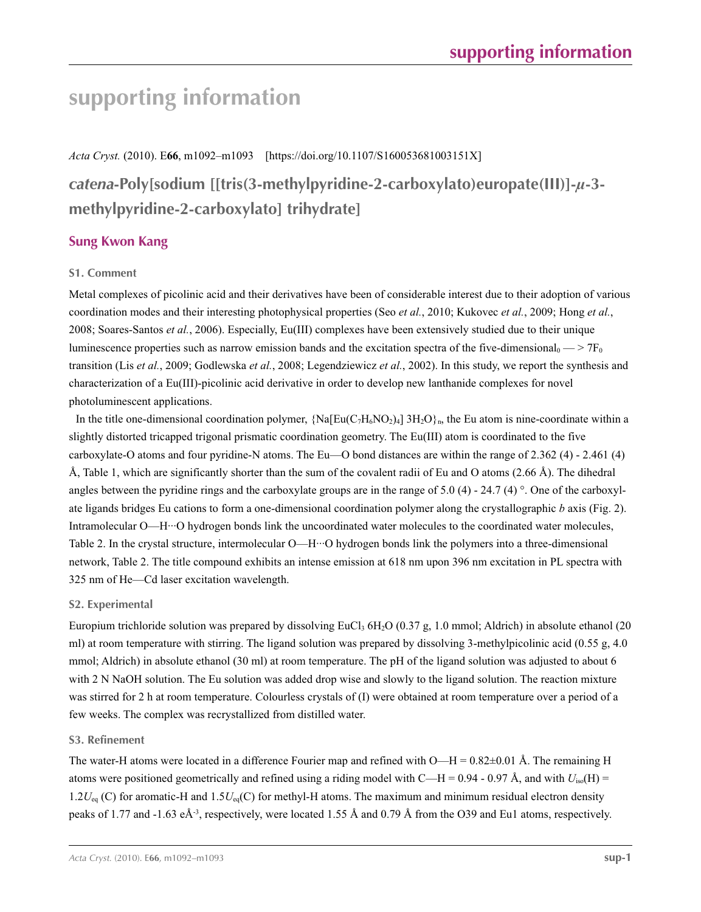# supporting information

*Acta Cryst.* (2010). E**66**, m1092–m1093 [https://doi.org/10.1107/S160053681003151X]

## *catena*-Poly[sodium [[tris(3-methylpyridine-2-carboxylato)europate(III)]-$\mu$-3-methylpyridine-2-carboxylato] trihydrate]

### Sung Kwon Kang

#### S1. Comment

Metal complexes of picolinic acid and their derivatives have been of considerable interest due to their adoption of various coordination modes and their interesting photophysical properties (Seo *et al.*, 2010; Kukovec *et al.*, 2009; Hong *et al.*, 2008; Soares-Santos *et al.*, 2006). Especially, Eu(III) complexes have been extensively studied due to their unique luminescence properties such as narrow emission bands and the excitation spectra of the five-dimensional$_0$ — > $7F_0$ transition (Lis *et al.*, 2009; Godlewska *et al.*, 2008; Legendziewicz *et al.*, 2002). In this study, we report the synthesis and characterization of a Eu(III)-picolinic acid derivative in order to develop new lanthanide complexes for novel photoluminescent applications.

In the title one-dimensional coordination polymer, $\{Na[Eu(C_7H_6NO_2)_4]\ 3H_2O\}_n$, the Eu atom is nine-coordinate within a slightly distorted tricapped trigonal prismatic coordination geometry. The Eu(III) atom is coordinated to the five carboxylate-O atoms and four pyridine-N atoms. The Eu—O bond distances are within the range of 2.362 (4) - 2.461 (4) Å, Table 1, which are significantly shorter than the sum of the covalent radii of Eu and O atoms (2.66 Å). The dihedral angles between the pyridine rings and the carboxylate groups are in the range of 5.0 (4) - 24.7 (4) °. One of the carboxylate ligands bridges Eu cations to form a one-dimensional coordination polymer along the crystallographic *b* axis (Fig. 2). Intramolecular O—H···O hydrogen bonds link the uncoordinated water molecules to the coordinated water molecules, Table 2. In the crystal structure, intermolecular O—H···O hydrogen bonds link the polymers into a three-dimensional network, Table 2. The title compound exhibits an intense emission at 618 nm upon 396 nm excitation in PL spectra with 325 nm of He—Cd laser excitation wavelength.

#### S2. Experimental

Europium trichloride solution was prepared by dissolving $EuCl_3\ 6H_2O$ (0.37 g, 1.0 mmol; Aldrich) in absolute ethanol (20 ml) at room temperature with stirring. The ligand solution was prepared by dissolving 3-methylpicolinic acid (0.55 g, 4.0 mmol; Aldrich) in absolute ethanol (30 ml) at room temperature. The pH of the ligand solution was adjusted to about 6 with 2 N NaOH solution. The Eu solution was added drop wise and slowly to the ligand solution. The reaction mixture was stirred for 2 h at room temperature. Colourless crystals of (I) were obtained at room temperature over a period of a few weeks. The complex was recrystallized from distilled water.

#### S3. Refinement

The water-H atoms were located in a difference Fourier map and refined with O—H = 0.82±0.01 Å. The remaining H atoms were positioned geometrically and refined using a riding model with C—H = 0.94 - 0.97 Å, and with $U_{iso}$(H) = 1.2$U_{eq}$ (C) for aromatic-H and 1.5$U_{eq}$(C) for methyl-H atoms. The maximum and minimum residual electron density peaks of 1.77 and -1.63 eÅ$^{-3}$, respectively, were located 1.55 Å and 0.79 Å from the O39 and Eu1 atoms, respectively.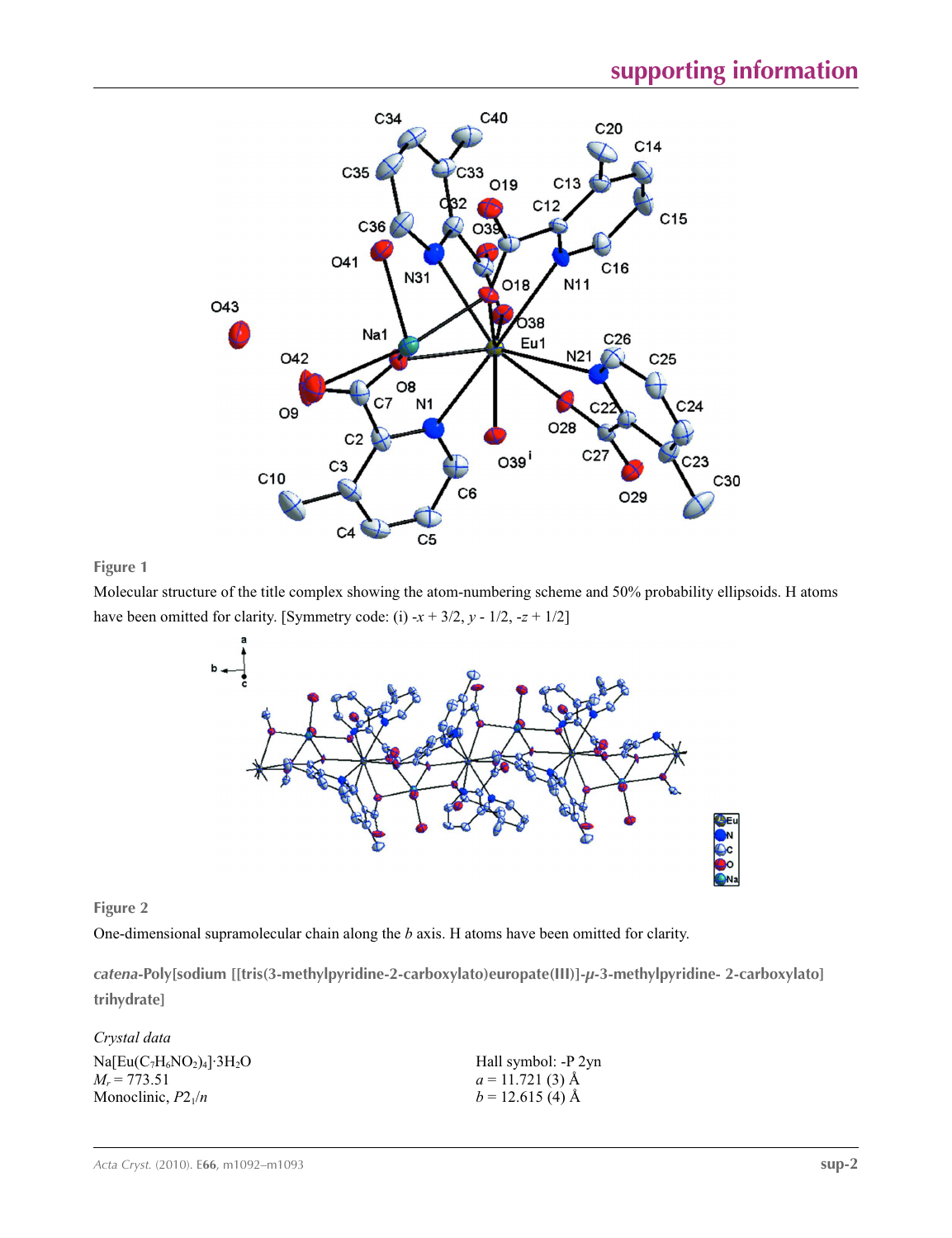Figure 1

Molecular structure of the title complex showing the atom-numbering scheme and 50% probability ellipsoids. H atoms have been omitted for clarity. [Symmetry code: (i) $-x + 3/2$, $y - 1/2$, $-z + 1/2$]

Figure 2

One-dimensional supramolecular chain along the *b* axis. H atoms have been omitted for clarity.

## *catena*-Poly[sodium [[tris(3-methylpyridine-2-carboxylato)europate(III)]-*μ*-3-methylpyridine- 2-carboxylato] trihydrate]

### *Crystal data*

$Na[Eu(C_7H_6NO_2)_4]\cdot 3H_2O$
$M_r = 773.51$
Monoclinic, $P2_1/n$
Hall symbol: -P 2yn
$a = 11.721$ (3) Å
$b = 12.615$ (4) Å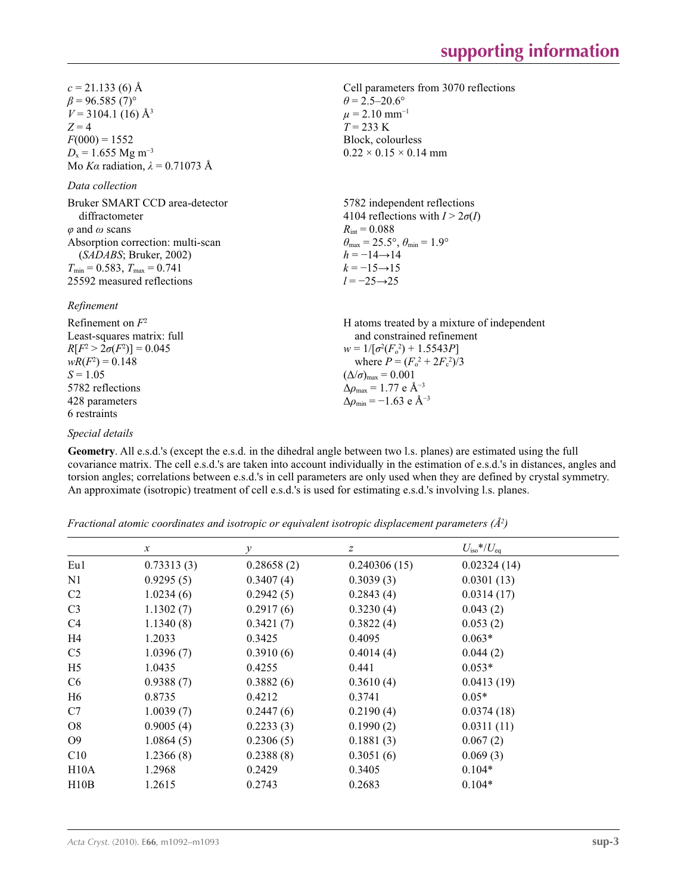$c = 21.133$ (6) Å
$\beta = 96.585$ (7)°
$V = 3104.1$ (16) Å$^3$
$Z = 4$
$F(000) = 1552$
$D_x = 1.655$ Mg m$^{-3}$
Mo $K\alpha$ radiation, $\lambda = 0.71073$ Å
Cell parameters from 3070 reflections
$\theta = 2.5$–20.6°
$\mu = 2.10$ mm$^{-1}$
$T = 233$ K
Block, colourless
0.22 × 0.15 × 0.14 mm

*Data collection*

Bruker SMART CCD area-detector diffractometer
$\varphi$ and $\omega$ scans
Absorption correction: multi-scan (*SADABS*; Bruker, 2002)
$T_{min} = 0.583$, $T_{max} = 0.741$
25592 measured reflections
5782 independent reflections
4104 reflections with $I > 2\sigma(I)$
$R_{int} = 0.088$
$\theta_{max} = 25.5°$, $\theta_{min} = 1.9°$
$h = -14 \rightarrow 14$
$k = -15 \rightarrow 15$
$l = -25 \rightarrow 25$

*Refinement*

Refinement on $F^2$
Least-squares matrix: full
$R[F^2 > 2\sigma(F^2)] = 0.045$
$wR(F^2) = 0.148$
$S = 1.05$
5782 reflections
428 parameters
6 restraints
H atoms treated by a mixture of independent and constrained refinement
$w = 1/[\sigma^2(F_o^2) + 1.5543P]$
where $P = (F_o^2 + 2F_c^2)/3$
$(\Delta/\sigma)_{max} = 0.001$
$\Delta\rho_{max} = 1.77$ e Å$^{-3}$
$\Delta\rho_{min} = -1.63$ e Å$^{-3}$

*Special details*

**Geometry**. All e.s.d.'s (except the e.s.d. in the dihedral angle between two l.s. planes) are estimated using the full covariance matrix. The cell e.s.d.'s are taken into account individually in the estimation of e.s.d.'s in distances, angles and torsion angles; correlations between e.s.d.'s in cell parameters are only used when they are defined by crystal symmetry. An approximate (isotropic) treatment of cell e.s.d.'s is used for estimating e.s.d.'s involving l.s. planes.

*Fractional atomic coordinates and isotropic or equivalent isotropic displacement parameters (Å$^2$)*

| | $x$ | $y$ | $z$ | $U_{iso}$*/$U_{eq}$ |
|---|---|---|---|---|
| Eu1 | 0.73313 (3) | 0.28658 (2) | 0.240306 (15) | 0.02324 (14) |
| N1 | 0.9295 (5) | 0.3407 (4) | 0.3039 (3) | 0.0301 (13) |
| C2 | 1.0234 (6) | 0.2942 (5) | 0.2843 (4) | 0.0314 (17) |
| C3 | 1.1302 (7) | 0.2917 (6) | 0.3230 (4) | 0.043 (2) |
| C4 | 1.1340 (8) | 0.3421 (7) | 0.3822 (4) | 0.053 (2) |
| H4 | 1.2033 | 0.3425 | 0.4095 | 0.063* |
| C5 | 1.0396 (7) | 0.3910 (6) | 0.4014 (4) | 0.044 (2) |
| H5 | 1.0435 | 0.4255 | 0.441 | 0.053* |
| C6 | 0.9388 (7) | 0.3882 (6) | 0.3610 (4) | 0.0413 (19) |
| H6 | 0.8735 | 0.4212 | 0.3741 | 0.05* |
| C7 | 1.0039 (7) | 0.2447 (6) | 0.2190 (4) | 0.0374 (18) |
| O8 | 0.9005 (4) | 0.2233 (3) | 0.1990 (2) | 0.0311 (11) |
| O9 | 1.0864 (5) | 0.2306 (5) | 0.1881 (3) | 0.067 (2) |
| C10 | 1.2366 (8) | 0.2388 (8) | 0.3051 (6) | 0.069 (3) |
| H10A | 1.2968 | 0.2429 | 0.3405 | 0.104* |
| H10B | 1.2615 | 0.2743 | 0.2683 | 0.104* |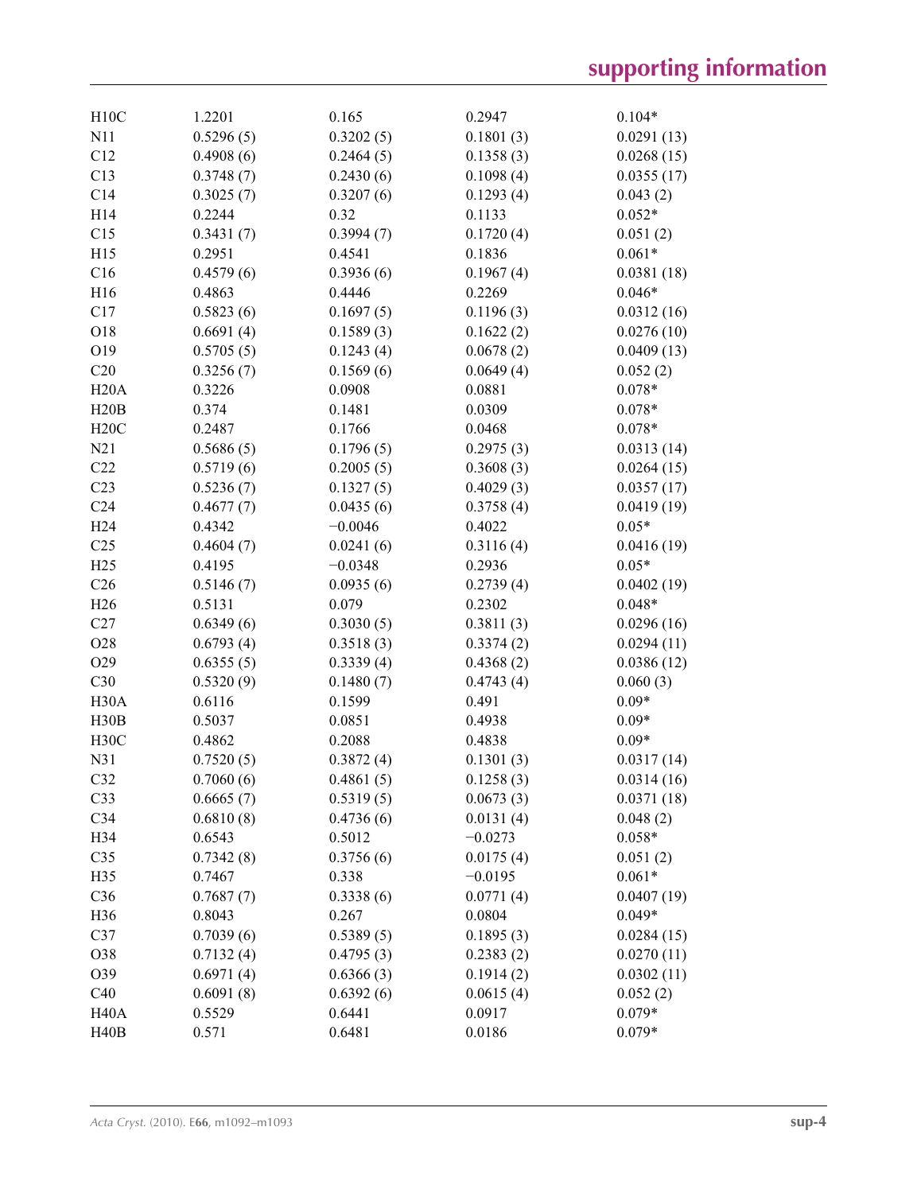| | | | | |
|---|---|---|---|---|
| H10C | 1.2201 | 0.165 | 0.2947 | 0.104* |
| N11 | 0.5296 (5) | 0.3202 (5) | 0.1801 (3) | 0.0291 (13) |
| C12 | 0.4908 (6) | 0.2464 (5) | 0.1358 (3) | 0.0268 (15) |
| C13 | 0.3748 (7) | 0.2430 (6) | 0.1098 (4) | 0.0355 (17) |
| C14 | 0.3025 (7) | 0.3207 (6) | 0.1293 (4) | 0.043 (2) |
| H14 | 0.2244 | 0.32 | 0.1133 | 0.052* |
| C15 | 0.3431 (7) | 0.3994 (7) | 0.1720 (4) | 0.051 (2) |
| H15 | 0.2951 | 0.4541 | 0.1836 | 0.061* |
| C16 | 0.4579 (6) | 0.3936 (6) | 0.1967 (4) | 0.0381 (18) |
| H16 | 0.4863 | 0.4446 | 0.2269 | 0.046* |
| C17 | 0.5823 (6) | 0.1697 (5) | 0.1196 (3) | 0.0312 (16) |
| O18 | 0.6691 (4) | 0.1589 (3) | 0.1622 (2) | 0.0276 (10) |
| O19 | 0.5705 (5) | 0.1243 (4) | 0.0678 (2) | 0.0409 (13) |
| C20 | 0.3256 (7) | 0.1569 (6) | 0.0649 (4) | 0.052 (2) |
| H20A | 0.3226 | 0.0908 | 0.0881 | 0.078* |
| H20B | 0.374 | 0.1481 | 0.0309 | 0.078* |
| H20C | 0.2487 | 0.1766 | 0.0468 | 0.078* |
| N21 | 0.5686 (5) | 0.1796 (5) | 0.2975 (3) | 0.0313 (14) |
| C22 | 0.5719 (6) | 0.2005 (5) | 0.3608 (3) | 0.0264 (15) |
| C23 | 0.5236 (7) | 0.1327 (5) | 0.4029 (3) | 0.0357 (17) |
| C24 | 0.4677 (7) | 0.0435 (6) | 0.3758 (4) | 0.0419 (19) |
| H24 | 0.4342 | −0.0046 | 0.4022 | 0.05* |
| C25 | 0.4604 (7) | 0.0241 (6) | 0.3116 (4) | 0.0416 (19) |
| H25 | 0.4195 | −0.0348 | 0.2936 | 0.05* |
| C26 | 0.5146 (7) | 0.0935 (6) | 0.2739 (4) | 0.0402 (19) |
| H26 | 0.5131 | 0.079 | 0.2302 | 0.048* |
| C27 | 0.6349 (6) | 0.3030 (5) | 0.3811 (3) | 0.0296 (16) |
| O28 | 0.6793 (4) | 0.3518 (3) | 0.3374 (2) | 0.0294 (11) |
| O29 | 0.6355 (5) | 0.3339 (4) | 0.4368 (2) | 0.0386 (12) |
| C30 | 0.5320 (9) | 0.1480 (7) | 0.4743 (4) | 0.060 (3) |
| H30A | 0.6116 | 0.1599 | 0.491 | 0.09* |
| H30B | 0.5037 | 0.0851 | 0.4938 | 0.09* |
| H30C | 0.4862 | 0.2088 | 0.4838 | 0.09* |
| N31 | 0.7520 (5) | 0.3872 (4) | 0.1301 (3) | 0.0317 (14) |
| C32 | 0.7060 (6) | 0.4861 (5) | 0.1258 (3) | 0.0314 (16) |
| C33 | 0.6665 (7) | 0.5319 (5) | 0.0673 (3) | 0.0371 (18) |
| C34 | 0.6810 (8) | 0.4736 (6) | 0.0131 (4) | 0.048 (2) |
| H34 | 0.6543 | 0.5012 | −0.0273 | 0.058* |
| C35 | 0.7342 (8) | 0.3756 (6) | 0.0175 (4) | 0.051 (2) |
| H35 | 0.7467 | 0.338 | −0.0195 | 0.061* |
| C36 | 0.7687 (7) | 0.3338 (6) | 0.0771 (4) | 0.0407 (19) |
| H36 | 0.8043 | 0.267 | 0.0804 | 0.049* |
| C37 | 0.7039 (6) | 0.5389 (5) | 0.1895 (3) | 0.0284 (15) |
| O38 | 0.7132 (4) | 0.4795 (3) | 0.2383 (2) | 0.0270 (11) |
| O39 | 0.6971 (4) | 0.6366 (3) | 0.1914 (2) | 0.0302 (11) |
| C40 | 0.6091 (8) | 0.6392 (6) | 0.0615 (4) | 0.052 (2) |
| H40A | 0.5529 | 0.6441 | 0.0917 | 0.079* |
| H40B | 0.571 | 0.6481 | 0.0186 | 0.079* |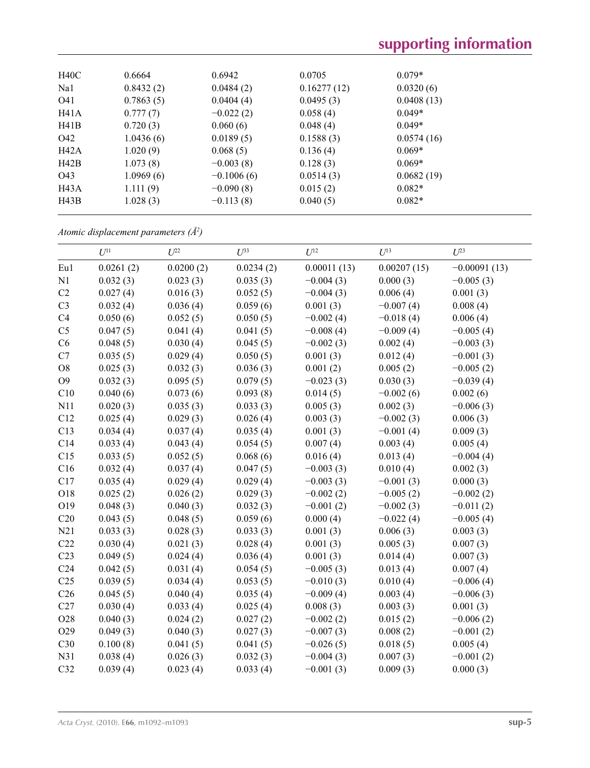| | | | | |
|---|---|---|---|---|
| H40C | 0.6664 | 0.6942 | 0.0705 | 0.079* |
| Na1 | 0.8432 (2) | 0.0484 (2) | 0.16277 (12) | 0.0320 (6) |
| O41 | 0.7863 (5) | 0.0404 (4) | 0.0495 (3) | 0.0408 (13) |
| H41A | 0.777 (7) | −0.022 (2) | 0.058 (4) | 0.049* |
| H41B | 0.720 (3) | 0.060 (6) | 0.048 (4) | 0.049* |
| O42 | 1.0436 (6) | 0.0189 (5) | 0.1588 (3) | 0.0574 (16) |
| H42A | 1.020 (9) | 0.068 (5) | 0.136 (4) | 0.069* |
| H42B | 1.073 (8) | −0.003 (8) | 0.128 (3) | 0.069* |
| O43 | 1.0969 (6) | −0.1006 (6) | 0.0514 (3) | 0.0682 (19) |
| H43A | 1.111 (9) | −0.090 (8) | 0.015 (2) | 0.082* |
| H43B | 1.028 (3) | −0.113 (8) | 0.040 (5) | 0.082* |

*Atomic displacement parameters (Å$^2$)*

| | $U^{11}$ | $U^{22}$ | $U^{33}$ | $U^{12}$ | $U^{13}$ | $U^{23}$ |
|---|---|---|---|---|---|---|
| Eu1 | 0.0261 (2) | 0.0200 (2) | 0.0234 (2) | 0.00011 (13) | 0.00207 (15) | −0.00091 (13) |
| N1 | 0.032 (3) | 0.023 (3) | 0.035 (3) | −0.004 (3) | 0.000 (3) | −0.005 (3) |
| C2 | 0.027 (4) | 0.016 (3) | 0.052 (5) | −0.004 (3) | 0.006 (4) | 0.001 (3) |
| C3 | 0.032 (4) | 0.036 (4) | 0.059 (6) | 0.001 (3) | −0.007 (4) | 0.008 (4) |
| C4 | 0.050 (6) | 0.052 (5) | 0.050 (5) | −0.002 (4) | −0.018 (4) | 0.006 (4) |
| C5 | 0.047 (5) | 0.041 (4) | 0.041 (5) | −0.008 (4) | −0.009 (4) | −0.005 (4) |
| C6 | 0.048 (5) | 0.030 (4) | 0.045 (5) | −0.002 (3) | 0.002 (4) | −0.003 (3) |
| C7 | 0.035 (5) | 0.029 (4) | 0.050 (5) | 0.001 (3) | 0.012 (4) | −0.001 (3) |
| O8 | 0.025 (3) | 0.032 (3) | 0.036 (3) | 0.001 (2) | 0.005 (2) | −0.005 (2) |
| O9 | 0.032 (3) | 0.095 (5) | 0.079 (5) | −0.023 (3) | 0.030 (3) | −0.039 (4) |
| C10 | 0.040 (6) | 0.073 (6) | 0.093 (8) | 0.014 (5) | −0.002 (6) | 0.002 (6) |
| N11 | 0.020 (3) | 0.035 (3) | 0.033 (3) | 0.005 (3) | 0.002 (3) | −0.006 (3) |
| C12 | 0.025 (4) | 0.029 (3) | 0.026 (4) | 0.003 (3) | −0.002 (3) | 0.006 (3) |
| C13 | 0.034 (4) | 0.037 (4) | 0.035 (4) | 0.001 (3) | −0.001 (4) | 0.009 (3) |
| C14 | 0.033 (4) | 0.043 (4) | 0.054 (5) | 0.007 (4) | 0.003 (4) | 0.005 (4) |
| C15 | 0.033 (5) | 0.052 (5) | 0.068 (6) | 0.016 (4) | 0.013 (4) | −0.004 (4) |
| C16 | 0.032 (4) | 0.037 (4) | 0.047 (5) | −0.003 (3) | 0.010 (4) | 0.002 (3) |
| C17 | 0.035 (4) | 0.029 (4) | 0.029 (4) | −0.003 (3) | −0.001 (3) | 0.000 (3) |
| O18 | 0.025 (2) | 0.026 (2) | 0.029 (3) | −0.002 (2) | −0.005 (2) | −0.002 (2) |
| O19 | 0.048 (3) | 0.040 (3) | 0.032 (3) | −0.001 (2) | −0.002 (3) | −0.011 (2) |
| C20 | 0.043 (5) | 0.048 (5) | 0.059 (6) | 0.000 (4) | −0.022 (4) | −0.005 (4) |
| N21 | 0.033 (3) | 0.028 (3) | 0.033 (3) | 0.001 (3) | 0.006 (3) | 0.003 (3) |
| C22 | 0.030 (4) | 0.021 (3) | 0.028 (4) | 0.001 (3) | 0.005 (3) | 0.007 (3) |
| C23 | 0.049 (5) | 0.024 (4) | 0.036 (4) | 0.001 (3) | 0.014 (4) | 0.007 (3) |
| C24 | 0.042 (5) | 0.031 (4) | 0.054 (5) | −0.005 (3) | 0.013 (4) | 0.007 (4) |
| C25 | 0.039 (5) | 0.034 (4) | 0.053 (5) | −0.010 (3) | 0.010 (4) | −0.006 (4) |
| C26 | 0.045 (5) | 0.040 (4) | 0.035 (4) | −0.009 (4) | 0.003 (4) | −0.006 (3) |
| C27 | 0.030 (4) | 0.033 (4) | 0.025 (4) | 0.008 (3) | 0.003 (3) | 0.001 (3) |
| O28 | 0.040 (3) | 0.024 (2) | 0.027 (2) | −0.002 (2) | 0.015 (2) | −0.006 (2) |
| O29 | 0.049 (3) | 0.040 (3) | 0.027 (3) | −0.007 (3) | 0.008 (2) | −0.001 (2) |
| C30 | 0.100 (8) | 0.041 (5) | 0.041 (5) | −0.026 (5) | 0.018 (5) | 0.005 (4) |
| N31 | 0.038 (4) | 0.026 (3) | 0.032 (3) | −0.004 (3) | 0.007 (3) | −0.001 (2) |
| C32 | 0.039 (4) | 0.023 (4) | 0.033 (4) | −0.001 (3) | 0.009 (3) | 0.000 (3) |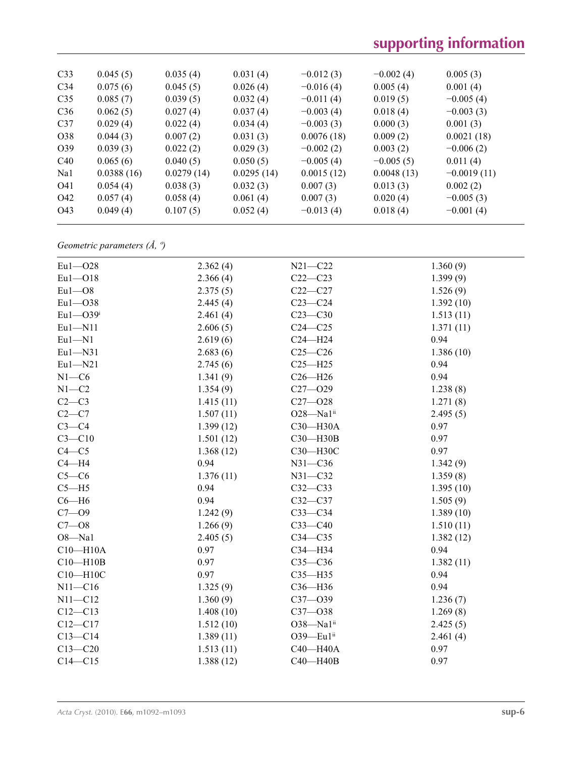| | | | | | | |
|---|---|---|---|---|---|---|
| C33 | 0.045 (5) | 0.035 (4) | 0.031 (4) | −0.012 (3) | −0.002 (4) | 0.005 (3) |
| C34 | 0.075 (6) | 0.045 (5) | 0.026 (4) | −0.016 (4) | 0.005 (4) | 0.001 (4) |
| C35 | 0.085 (7) | 0.039 (5) | 0.032 (4) | −0.011 (4) | 0.019 (5) | −0.005 (4) |
| C36 | 0.062 (5) | 0.027 (4) | 0.037 (4) | −0.003 (4) | 0.018 (4) | −0.003 (3) |
| C37 | 0.029 (4) | 0.022 (4) | 0.034 (4) | −0.003 (3) | 0.000 (3) | 0.001 (3) |
| O38 | 0.044 (3) | 0.007 (2) | 0.031 (3) | 0.0076 (18) | 0.009 (2) | 0.0021 (18) |
| O39 | 0.039 (3) | 0.022 (2) | 0.029 (3) | −0.002 (2) | 0.003 (2) | −0.006 (2) |
| C40 | 0.065 (6) | 0.040 (5) | 0.050 (5) | −0.005 (4) | −0.005 (5) | 0.011 (4) |
| Na1 | 0.0388 (16) | 0.0279 (14) | 0.0295 (14) | 0.0015 (12) | 0.0048 (13) | −0.0019 (11) |
| O41 | 0.054 (4) | 0.038 (3) | 0.032 (3) | 0.007 (3) | 0.013 (3) | 0.002 (2) |
| O42 | 0.057 (4) | 0.058 (4) | 0.061 (4) | 0.007 (3) | 0.020 (4) | −0.005 (3) |
| O43 | 0.049 (4) | 0.107 (5) | 0.052 (4) | −0.013 (4) | 0.018 (4) | −0.001 (4) |

*Geometric parameters (Å, º)*

| | | | |
|---|---|---|---|
| Eu1—O28 | 2.362 (4) | N21—C22 | 1.360 (9) |
| Eu1—O18 | 2.366 (4) | C22—C23 | 1.399 (9) |
| Eu1—O8 | 2.375 (5) | C22—C27 | 1.526 (9) |
| Eu1—O38 | 2.445 (4) | C23—C24 | 1.392 (10) |
| Eu1—O39[i] | 2.461 (4) | C23—C30 | 1.513 (11) |
| Eu1—N11 | 2.606 (5) | C24—C25 | 1.371 (11) |
| Eu1—N1 | 2.619 (6) | C24—H24 | 0.94 |
| Eu1—N31 | 2.683 (6) | C25—C26 | 1.386 (10) |
| Eu1—N21 | 2.745 (6) | C25—H25 | 0.94 |
| N1—C6 | 1.341 (9) | C26—H26 | 0.94 |
| N1—C2 | 1.354 (9) | C27—O29 | 1.238 (8) |
| C2—C3 | 1.415 (11) | C27—O28 | 1.271 (8) |
| C2—C7 | 1.507 (11) | O28—Na1[ii] | 2.495 (5) |
| C3—C4 | 1.399 (12) | C30—H30A | 0.97 |
| C3—C10 | 1.501 (12) | C30—H30B | 0.97 |
| C4—C5 | 1.368 (12) | C30—H30C | 0.97 |
| C4—H4 | 0.94 | N31—C36 | 1.342 (9) |
| C5—C6 | 1.376 (11) | N31—C32 | 1.359 (8) |
| C5—H5 | 0.94 | C32—C33 | 1.395 (10) |
| C6—H6 | 0.94 | C32—C37 | 1.505 (9) |
| C7—O9 | 1.242 (9) | C33—C34 | 1.389 (10) |
| C7—O8 | 1.266 (9) | C33—C40 | 1.510 (11) |
| O8—Na1 | 2.405 (5) | C34—C35 | 1.382 (12) |
| C10—H10A | 0.97 | C34—H34 | 0.94 |
| C10—H10B | 0.97 | C35—C36 | 1.382 (11) |
| C10—H10C | 0.97 | C35—H35 | 0.94 |
| N11—C16 | 1.325 (9) | C36—H36 | 0.94 |
| N11—C12 | 1.360 (9) | C37—O39 | 1.236 (7) |
| C12—C13 | 1.408 (10) | C37—O38 | 1.269 (8) |
| C12—C17 | 1.512 (10) | O38—Na1[ii] | 2.425 (5) |
| C13—C14 | 1.389 (11) | O39—Eu1[ii] | 2.461 (4) |
| C13—C20 | 1.513 (11) | C40—H40A | 0.97 |
| C14—C15 | 1.388 (12) | C40—H40B | 0.97 |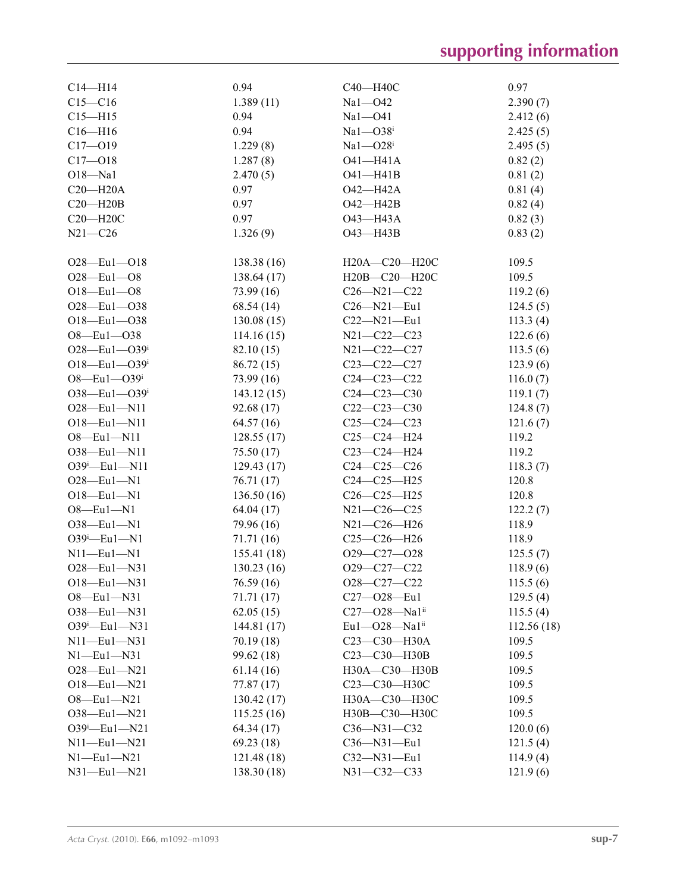| | | | |
|---|---|---|---|
| C14—H14 | 0.94 | C40—H40C | 0.97 |
| C15—C16 | 1.389 (11) | Na1—O42 | 2.390 (7) |
| C15—H15 | 0.94 | Na1—O41 | 2.412 (6) |
| C16—H16 | 0.94 | Na1—O38$^{i}$ | 2.425 (5) |
| C17—O19 | 1.229 (8) | Na1—O28$^{i}$ | 2.495 (5) |
| C17—O18 | 1.287 (8) | O41—H41A | 0.82 (2) |
| O18—Na1 | 2.470 (5) | O41—H41B | 0.81 (2) |
| C20—H20A | 0.97 | O42—H42A | 0.81 (4) |
| C20—H20B | 0.97 | O42—H42B | 0.82 (4) |
| C20—H20C | 0.97 | O43—H43A | 0.82 (3) |
| N21—C26 | 1.326 (9) | O43—H43B | 0.83 (2) |

| | | | |
|---|---|---|---|
| O28—Eu1—O18 | 138.38 (16) | H20A—C20—H20C | 109.5 |
| O28—Eu1—O8 | 138.64 (17) | H20B—C20—H20C | 109.5 |
| O18—Eu1—O8 | 73.99 (16) | C26—N21—C22 | 119.2 (6) |
| O28—Eu1—O38 | 68.54 (14) | C26—N21—Eu1 | 124.5 (5) |
| O18—Eu1—O38 | 130.08 (15) | C22—N21—Eu1 | 113.3 (4) |
| O8—Eu1—O38 | 114.16 (15) | N21—C22—C23 | 122.6 (6) |
| O28—Eu1—O39$^{i}$ | 82.10 (15) | N21—C22—C27 | 113.5 (6) |
| O18—Eu1—O39$^{i}$ | 86.72 (15) | C23—C22—C27 | 123.9 (6) |
| O8—Eu1—O39$^{i}$ | 73.99 (16) | C24—C23—C22 | 116.0 (7) |
| O38—Eu1—O39$^{i}$ | 143.12 (15) | C24—C23—C30 | 119.1 (7) |
| O28—Eu1—N11 | 92.68 (17) | C22—C23—C30 | 124.8 (7) |
| O18—Eu1—N11 | 64.57 (16) | C25—C24—C23 | 121.6 (7) |
| O8—Eu1—N11 | 128.55 (17) | C25—C24—H24 | 119.2 |
| O38—Eu1—N11 | 75.50 (17) | C23—C24—H24 | 119.2 |
| O39$^{i}$—Eu1—N11 | 129.43 (17) | C24—C25—C26 | 118.3 (7) |
| O28—Eu1—N1 | 76.71 (17) | C24—C25—H25 | 120.8 |
| O18—Eu1—N1 | 136.50 (16) | C26—C25—H25 | 120.8 |
| O8—Eu1—N1 | 64.04 (17) | N21—C26—C25 | 122.2 (7) |
| O38—Eu1—N1 | 79.96 (16) | N21—C26—H26 | 118.9 |
| O39$^{i}$—Eu1—N1 | 71.71 (16) | C25—C26—H26 | 118.9 |
| N11—Eu1—N1 | 155.41 (18) | O29—C27—O28 | 125.5 (7) |
| O28—Eu1—N31 | 130.23 (16) | O29—C27—C22 | 118.9 (6) |
| O18—Eu1—N31 | 76.59 (16) | O28—C27—C22 | 115.5 (6) |
| O8—Eu1—N31 | 71.71 (17) | C27—O28—Eu1 | 129.5 (4) |
| O38—Eu1—N31 | 62.05 (15) | C27—O28—Na1$^{ii}$ | 115.5 (4) |
| O39$^{i}$—Eu1—N31 | 144.81 (17) | Eu1—O28—Na1$^{ii}$ | 112.56 (18) |
| N11—Eu1—N31 | 70.19 (18) | C23—C30—H30A | 109.5 |
| N1—Eu1—N31 | 99.62 (18) | C23—C30—H30B | 109.5 |
| O28—Eu1—N21 | 61.14 (16) | H30A—C30—H30B | 109.5 |
| O18—Eu1—N21 | 77.87 (17) | C23—C30—H30C | 109.5 |
| O8—Eu1—N21 | 130.42 (17) | H30A—C30—H30C | 109.5 |
| O38—Eu1—N21 | 115.25 (16) | H30B—C30—H30C | 109.5 |
| O39$^{i}$—Eu1—N21 | 64.34 (17) | C36—N31—C32 | 120.0 (6) |
| N11—Eu1—N21 | 69.23 (18) | C36—N31—Eu1 | 121.5 (4) |
| N1—Eu1—N21 | 121.48 (18) | C32—N31—Eu1 | 114.9 (4) |
| N31—Eu1—N21 | 138.30 (18) | N31—C32—C33 | 121.9 (6) |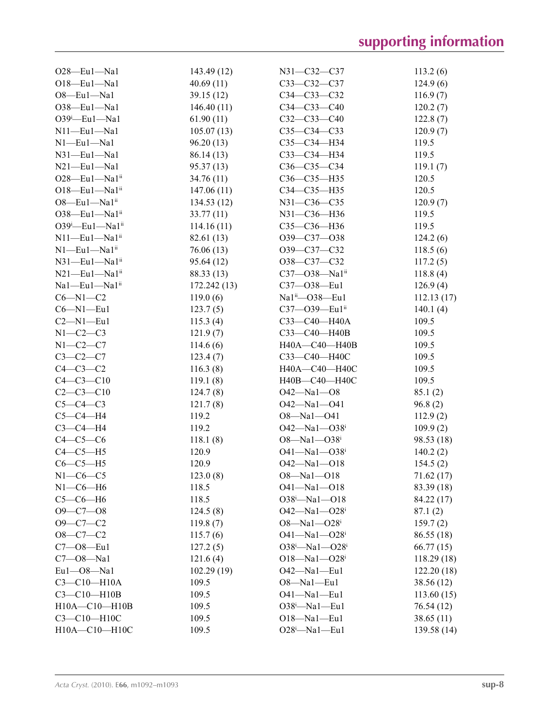| | | | |
|---|---|---|---|
| O28—Eu1—Na1 | 143.49 (12) | N31—C32—C37 | 113.2 (6) |
| O18—Eu1—Na1 | 40.69 (11) | C33—C32—C37 | 124.9 (6) |
| O8—Eu1—Na1 | 39.15 (12) | C34—C33—C32 | 116.9 (7) |
| O38—Eu1—Na1 | 146.40 (11) | C34—C33—C40 | 120.2 (7) |
| O39$^{i}$—Eu1—Na1 | 61.90 (11) | C32—C33—C40 | 122.8 (7) |
| N11—Eu1—Na1 | 105.07 (13) | C35—C34—C33 | 120.9 (7) |
| N1—Eu1—Na1 | 96.20 (13) | C35—C34—H34 | 119.5 |
| N31—Eu1—Na1 | 86.14 (13) | C33—C34—H34 | 119.5 |
| N21—Eu1—Na1 | 95.37 (13) | C36—C35—C34 | 119.1 (7) |
| O28—Eu1—Na1$^{ii}$ | 34.76 (11) | C36—C35—H35 | 120.5 |
| O18—Eu1—Na1$^{ii}$ | 147.06 (11) | C34—C35—H35 | 120.5 |
| O8—Eu1—Na1$^{ii}$ | 134.53 (12) | N31—C36—C35 | 120.9 (7) |
| O38—Eu1—Na1$^{ii}$ | 33.77 (11) | N31—C36—H36 | 119.5 |
| O39$^{i}$—Eu1—Na1$^{ii}$ | 114.16 (11) | C35—C36—H36 | 119.5 |
| N11—Eu1—Na1$^{ii}$ | 82.61 (13) | O39—C37—O38 | 124.2 (6) |
| N1—Eu1—Na1$^{ii}$ | 76.06 (13) | O39—C37—C32 | 118.5 (6) |
| N31—Eu1—Na1$^{ii}$ | 95.64 (12) | O38—C37—C32 | 117.2 (5) |
| N21—Eu1—Na1$^{ii}$ | 88.33 (13) | C37—O38—Na1$^{ii}$ | 118.8 (4) |
| Na1—Eu1—Na1$^{ii}$ | 172.242 (13) | C37—O38—Eu1 | 126.9 (4) |
| C6—N1—C2 | 119.0 (6) | Na1$^{ii}$—O38—Eu1 | 112.13 (17) |
| C6—N1—Eu1 | 123.7 (5) | C37—O39—Eu1$^{ii}$ | 140.1 (4) |
| C2—N1—Eu1 | 115.3 (4) | C33—C40—H40A | 109.5 |
| N1—C2—C3 | 121.9 (7) | C33—C40—H40B | 109.5 |
| N1—C2—C7 | 114.6 (6) | H40A—C40—H40B | 109.5 |
| C3—C2—C7 | 123.4 (7) | C33—C40—H40C | 109.5 |
| C4—C3—C2 | 116.3 (8) | H40A—C40—H40C | 109.5 |
| C4—C3—C10 | 119.1 (8) | H40B—C40—H40C | 109.5 |
| C2—C3—C10 | 124.7 (8) | O42—Na1—O8 | 85.1 (2) |
| C5—C4—C3 | 121.7 (8) | O42—Na1—O41 | 96.8 (2) |
| C5—C4—H4 | 119.2 | O8—Na1—O41 | 112.9 (2) |
| C3—C4—H4 | 119.2 | O42—Na1—O38$^{i}$ | 109.9 (2) |
| C4—C5—C6 | 118.1 (8) | O8—Na1—O38$^{i}$ | 98.53 (18) |
| C4—C5—H5 | 120.9 | O41—Na1—O38$^{i}$ | 140.2 (2) |
| C6—C5—H5 | 120.9 | O42—Na1—O18 | 154.5 (2) |
| N1—C6—C5 | 123.0 (8) | O8—Na1—O18 | 71.62 (17) |
| N1—C6—H6 | 118.5 | O41—Na1—O18 | 83.39 (18) |
| C5—C6—H6 | 118.5 | O38$^{i}$—Na1—O18 | 84.22 (17) |
| O9—C7—O8 | 124.5 (8) | O42—Na1—O28$^{i}$ | 87.1 (2) |
| O9—C7—C2 | 119.8 (7) | O8—Na1—O28$^{i}$ | 159.7 (2) |
| O8—C7—C2 | 115.7 (6) | O41—Na1—O28$^{i}$ | 86.55 (18) |
| C7—O8—Eu1 | 127.2 (5) | O38$^{i}$—Na1—O28$^{i}$ | 66.77 (15) |
| C7—O8—Na1 | 121.6 (4) | O18—Na1—O28$^{i}$ | 118.29 (18) |
| Eu1—O8—Na1 | 102.29 (19) | O42—Na1—Eu1 | 122.20 (18) |
| C3—C10—H10A | 109.5 | O8—Na1—Eu1 | 38.56 (12) |
| C3—C10—H10B | 109.5 | O41—Na1—Eu1 | 113.60 (15) |
| H10A—C10—H10B | 109.5 | O38$^{i}$—Na1—Eu1 | 76.54 (12) |
| C3—C10—H10C | 109.5 | O18—Na1—Eu1 | 38.65 (11) |
| H10A—C10—H10C | 109.5 | O28$^{i}$—Na1—Eu1 | 139.58 (14) |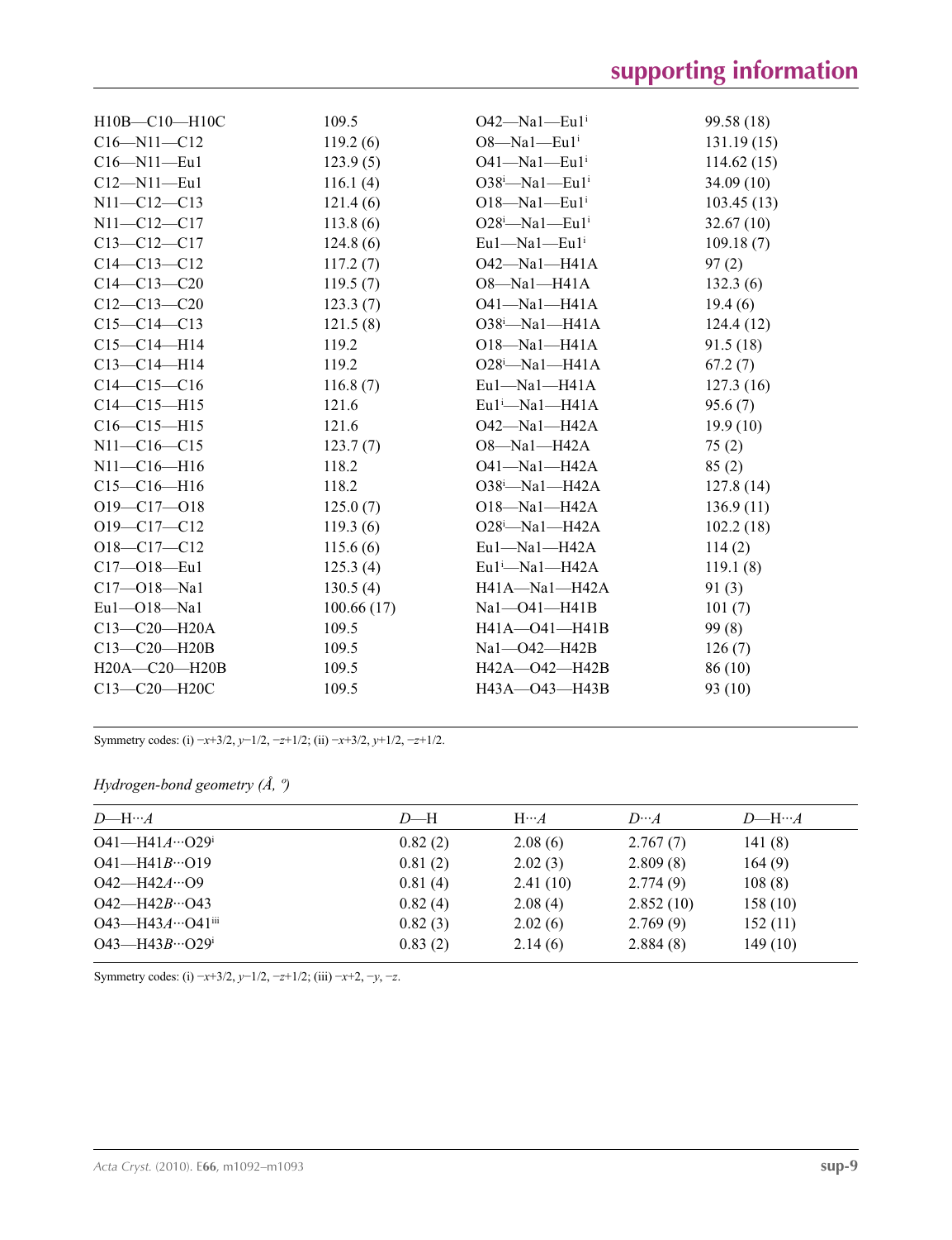| | | | |
|---|---|---|---|
| H10B—C10—H10C | 109.5 | O42—Na1—Eu1$^{i}$ | 99.58 (18) |
| C16—N11—C12 | 119.2 (6) | O8—Na1—Eu1$^{i}$ | 131.19 (15) |
| C16—N11—Eu1 | 123.9 (5) | O41—Na1—Eu1$^{i}$ | 114.62 (15) |
| C12—N11—Eu1 | 116.1 (4) | O38$^{i}$—Na1—Eu1$^{i}$ | 34.09 (10) |
| N11—C12—C13 | 121.4 (6) | O18—Na1—Eu1$^{i}$ | 103.45 (13) |
| N11—C12—C17 | 113.8 (6) | O28$^{i}$—Na1—Eu1$^{i}$ | 32.67 (10) |
| C13—C12—C17 | 124.8 (6) | Eu1—Na1—Eu1$^{i}$ | 109.18 (7) |
| C14—C13—C12 | 117.2 (7) | O42—Na1—H41A | 97 (2) |
| C14—C13—C20 | 119.5 (7) | O8—Na1—H41A | 132.3 (6) |
| C12—C13—C20 | 123.3 (7) | O41—Na1—H41A | 19.4 (6) |
| C15—C14—C13 | 121.5 (8) | O38$^{i}$—Na1—H41A | 124.4 (12) |
| C15—C14—H14 | 119.2 | O18—Na1—H41A | 91.5 (18) |
| C13—C14—H14 | 119.2 | O28$^{i}$—Na1—H41A | 67.2 (7) |
| C14—C15—C16 | 116.8 (7) | Eu1—Na1—H41A | 127.3 (16) |
| C14—C15—H15 | 121.6 | Eu1$^{i}$—Na1—H41A | 95.6 (7) |
| C16—C15—H15 | 121.6 | O42—Na1—H42A | 19.9 (10) |
| N11—C16—C15 | 123.7 (7) | O8—Na1—H42A | 75 (2) |
| N11—C16—H16 | 118.2 | O41—Na1—H42A | 85 (2) |
| C15—C16—H16 | 118.2 | O38$^{i}$—Na1—H42A | 127.8 (14) |
| O19—C17—O18 | 125.0 (7) | O18—Na1—H42A | 136.9 (11) |
| O19—C17—C12 | 119.3 (6) | O28$^{i}$—Na1—H42A | 102.2 (18) |
| O18—C17—C12 | 115.6 (6) | Eu1—Na1—H42A | 114 (2) |
| C17—O18—Eu1 | 125.3 (4) | Eu1$^{i}$—Na1—H42A | 119.1 (8) |
| C17—O18—Na1 | 130.5 (4) | H41A—Na1—H42A | 91 (3) |
| Eu1—O18—Na1 | 100.66 (17) | Na1—O41—H41B | 101 (7) |
| C13—C20—H20A | 109.5 | H41A—O41—H41B | 99 (8) |
| C13—C20—H20B | 109.5 | Na1—O42—H42B | 126 (7) |
| H20A—C20—H20B | 109.5 | H42A—O42—H42B | 86 (10) |
| C13—C20—H20C | 109.5 | H43A—O43—H43B | 93 (10) |

Symmetry codes: (i) $-x+3/2, y-1/2, -z+1/2$; (ii) $-x+3/2, y+1/2, -z+1/2$.

*Hydrogen-bond geometry (Å, º)*

| *D*—H···*A* | *D*—H | H···*A* | *D*···*A* | *D*—H···*A* |
|---|---|---|---|---|
| O41—H41*A*···O29$^{i}$ | 0.82 (2) | 2.08 (6) | 2.767 (7) | 141 (8) |
| O41—H41*B*···O19 | 0.81 (2) | 2.02 (3) | 2.809 (8) | 164 (9) |
| O42—H42*A*···O9 | 0.81 (4) | 2.41 (10) | 2.774 (9) | 108 (8) |
| O42—H42*B*···O43 | 0.82 (4) | 2.08 (4) | 2.852 (10) | 158 (10) |
| O43—H43*A*···O41$^{iii}$ | 0.82 (3) | 2.02 (6) | 2.769 (9) | 152 (11) |
| O43—H43*B*···O29$^{i}$ | 0.83 (2) | 2.14 (6) | 2.884 (8) | 149 (10) |

Symmetry codes: (i) $-x+3/2, y-1/2, -z+1/2$; (iii) $-x+2, -y, -z$.